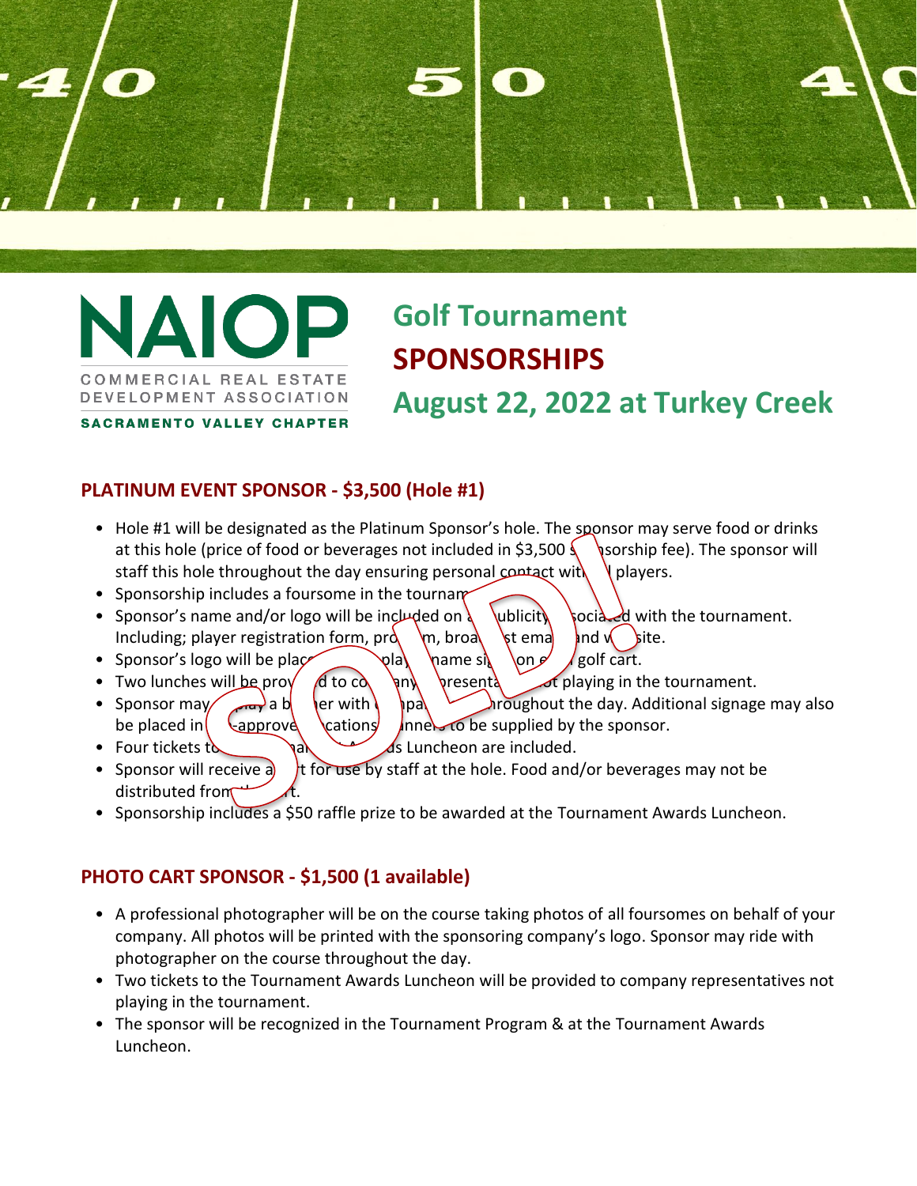# NAIOP

COMMERCIAL REAL ESTATE DEVELOPMENT ASSOCIATION

SACRAMENTO VALLEY CHAPTER

## Golf Tournament SPONSORSHIPS

## August 22, 2022 at Turkey Creek

### PLATINUM EVENT SPONSOR - $3,500 (Hole #1)

SOLD!

- Hole #1 will be designated as the Platinum Sponsor's hole. The sponsor may serve food or drinks at this hole (price of food or beverages not included in $3,500 sponsorship fee). The sponsor will staff this hole throughout the day ensuring personal contact with all players.
- Sponsorship includes a foursome in the tournament.
- Sponsor's name and/or logo will be included on all publicity associated with the tournament. Including; player registration form, program, broadcast email and website.
- Sponsor's logo will be placed on player name sign on each golf cart.
- Two lunches will be provided to company representatives not playing in the tournament.
- Sponsor may display a banner with company name throughout the day. Additional signage may also be placed in pre-approved locations. Banners to be supplied by the sponsor.
- Four tickets to the Tournament Awards Luncheon are included.
- Sponsor will receive a cart for use by staff at the hole. Food and/or beverages may not be distributed from the cart.
- Sponsorship includes a $50 raffle prize to be awarded at the Tournament Awards Luncheon.

### PHOTO CART SPONSOR - $1,500 (1 available)

- A professional photographer will be on the course taking photos of all foursomes on behalf of your company. All photos will be printed with the sponsoring company's logo. Sponsor may ride with photographer on the course throughout the day.
- Two tickets to the Tournament Awards Luncheon will be provided to company representatives not playing in the tournament.
- The sponsor will be recognized in the Tournament Program & at the Tournament Awards Luncheon.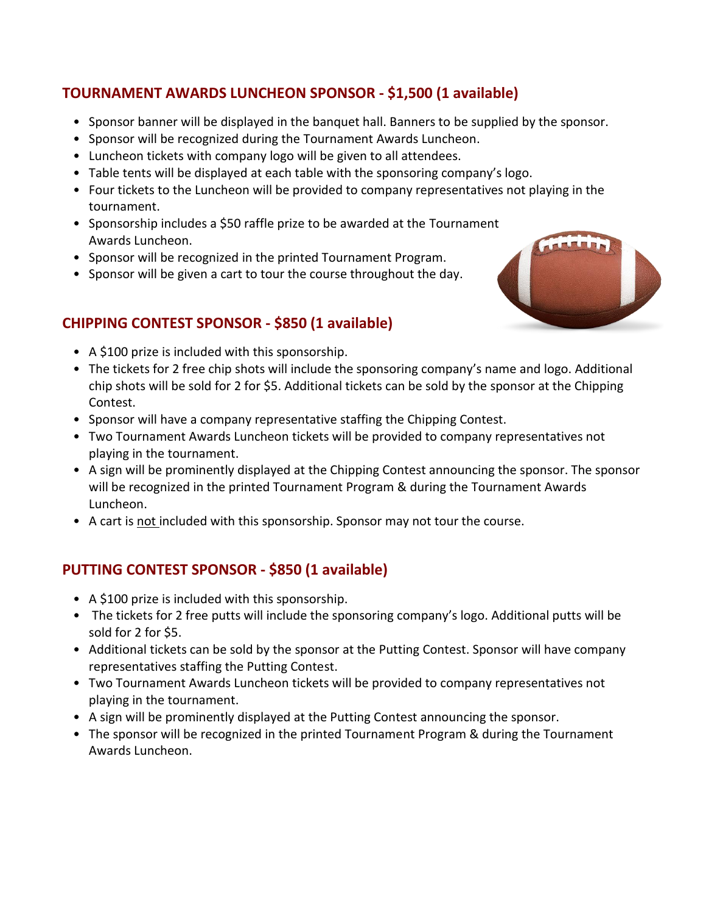## TOURNAMENT AWARDS LUNCHEON SPONSOR - $1,500 (1 available)

- Sponsor banner will be displayed in the banquet hall. Banners to be supplied by the sponsor.
- Sponsor will be recognized during the Tournament Awards Luncheon.
- Luncheon tickets with company logo will be given to all attendees.
- Table tents will be displayed at each table with the sponsoring company's logo.
- Four tickets to the Luncheon will be provided to company representatives not playing in the tournament.
- Sponsorship includes a $50 raffle prize to be awarded at the Tournament Awards Luncheon.
- Sponsor will be recognized in the printed Tournament Program.
- Sponsor will be given a cart to tour the course throughout the day.

## CHIPPING CONTEST SPONSOR - $850 (1 available)

- A $100 prize is included with this sponsorship.
- The tickets for 2 free chip shots will include the sponsoring company's name and logo. Additional chip shots will be sold for 2 for $5. Additional tickets can be sold by the sponsor at the Chipping Contest.
- Sponsor will have a company representative staffing the Chipping Contest.
- Two Tournament Awards Luncheon tickets will be provided to company representatives not playing in the tournament.
- A sign will be prominently displayed at the Chipping Contest announcing the sponsor. The sponsor will be recognized in the printed Tournament Program & during the Tournament Awards Luncheon.
- A cart is not included with this sponsorship. Sponsor may not tour the course.

## PUTTING CONTEST SPONSOR - $850 (1 available)

- A $100 prize is included with this sponsorship.
- The tickets for 2 free putts will include the sponsoring company's logo. Additional putts will be sold for 2 for $5.
- Additional tickets can be sold by the sponsor at the Putting Contest. Sponsor will have company representatives staffing the Putting Contest.
- Two Tournament Awards Luncheon tickets will be provided to company representatives not playing in the tournament.
- A sign will be prominently displayed at the Putting Contest announcing the sponsor.
- The sponsor will be recognized in the printed Tournament Program & during the Tournament Awards Luncheon.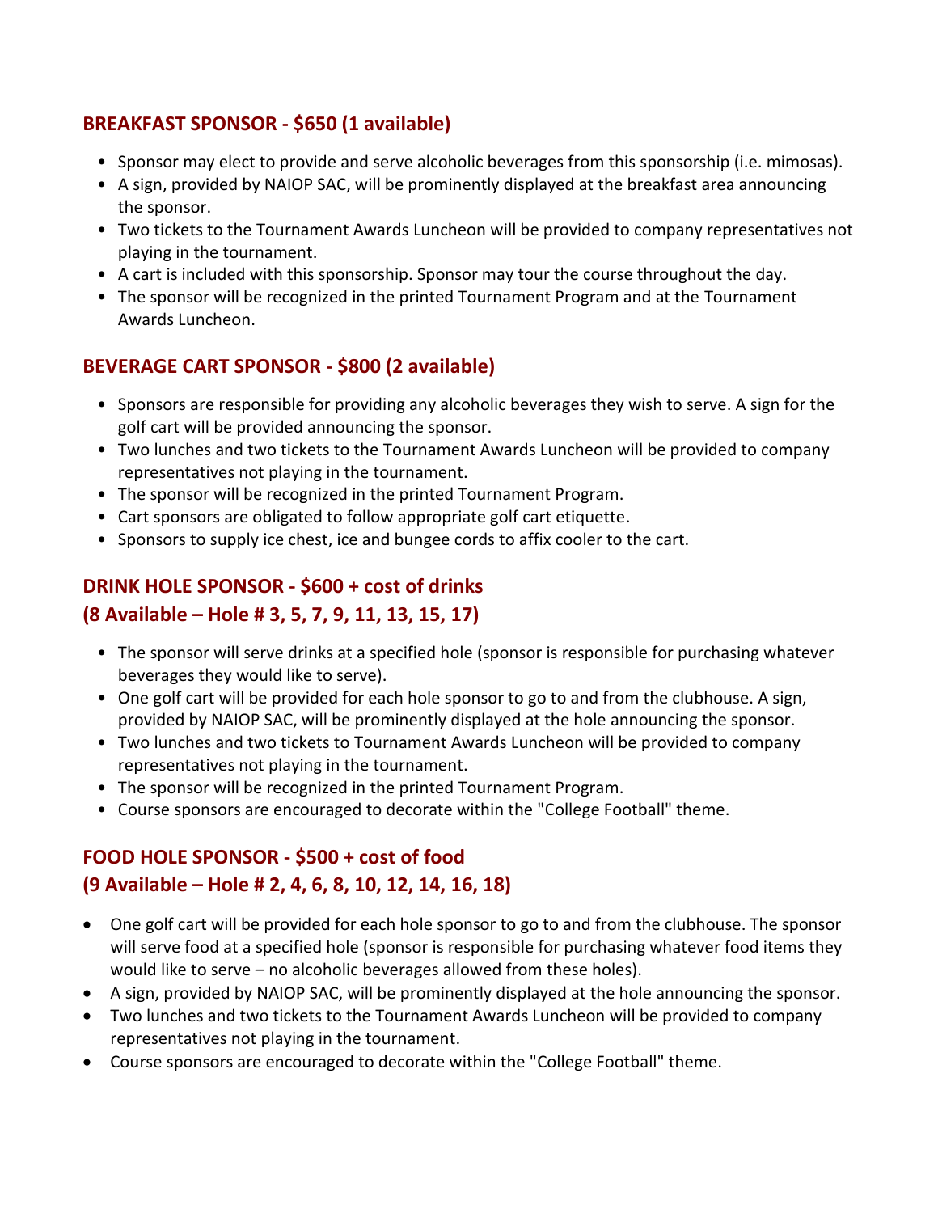## BREAKFAST SPONSOR - $650 (1 available)

- Sponsor may elect to provide and serve alcoholic beverages from this sponsorship (i.e. mimosas).
- A sign, provided by NAIOP SAC, will be prominently displayed at the breakfast area announcing the sponsor.
- Two tickets to the Tournament Awards Luncheon will be provided to company representatives not playing in the tournament.
- A cart is included with this sponsorship. Sponsor may tour the course throughout the day.
- The sponsor will be recognized in the printed Tournament Program and at the Tournament Awards Luncheon.

## BEVERAGE CART SPONSOR - $800 (2 available)

- Sponsors are responsible for providing any alcoholic beverages they wish to serve. A sign for the golf cart will be provided announcing the sponsor.
- Two lunches and two tickets to the Tournament Awards Luncheon will be provided to company representatives not playing in the tournament.
- The sponsor will be recognized in the printed Tournament Program.
- Cart sponsors are obligated to follow appropriate golf cart etiquette.
- Sponsors to supply ice chest, ice and bungee cords to affix cooler to the cart.

## DRINK HOLE SPONSOR - $600 + cost of drinks
## (8 Available – Hole # 3, 5, 7, 9, 11, 13, 15, 17)

- The sponsor will serve drinks at a specified hole (sponsor is responsible for purchasing whatever beverages they would like to serve).
- One golf cart will be provided for each hole sponsor to go to and from the clubhouse. A sign, provided by NAIOP SAC, will be prominently displayed at the hole announcing the sponsor.
- Two lunches and two tickets to Tournament Awards Luncheon will be provided to company representatives not playing in the tournament.
- The sponsor will be recognized in the printed Tournament Program.
- Course sponsors are encouraged to decorate within the "College Football" theme.

## FOOD HOLE SPONSOR - $500 + cost of food
## (9 Available – Hole # 2, 4, 6, 8, 10, 12, 14, 16, 18)

- One golf cart will be provided for each hole sponsor to go to and from the clubhouse. The sponsor will serve food at a specified hole (sponsor is responsible for purchasing whatever food items they would like to serve – no alcoholic beverages allowed from these holes).
- A sign, provided by NAIOP SAC, will be prominently displayed at the hole announcing the sponsor.
- Two lunches and two tickets to the Tournament Awards Luncheon will be provided to company representatives not playing in the tournament.
- Course sponsors are encouraged to decorate within the "College Football" theme.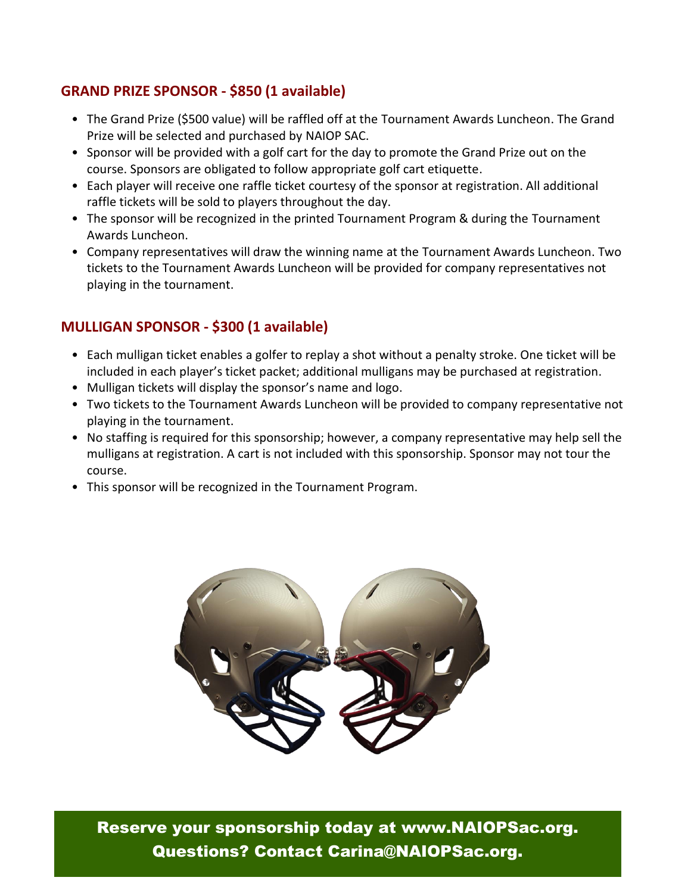## GRAND PRIZE SPONSOR - $850 (1 available)

- The Grand Prize ($500 value) will be raffled off at the Tournament Awards Luncheon. The Grand Prize will be selected and purchased by NAIOP SAC.
- Sponsor will be provided with a golf cart for the day to promote the Grand Prize out on the course. Sponsors are obligated to follow appropriate golf cart etiquette.
- Each player will receive one raffle ticket courtesy of the sponsor at registration. All additional raffle tickets will be sold to players throughout the day.
- The sponsor will be recognized in the printed Tournament Program & during the Tournament Awards Luncheon.
- Company representatives will draw the winning name at the Tournament Awards Luncheon. Two tickets to the Tournament Awards Luncheon will be provided for company representatives not playing in the tournament.

## MULLIGAN SPONSOR - $300 (1 available)

- Each mulligan ticket enables a golfer to replay a shot without a penalty stroke. One ticket will be included in each player's ticket packet; additional mulligans may be purchased at registration.
- Mulligan tickets will display the sponsor's name and logo.
- Two tickets to the Tournament Awards Luncheon will be provided to company representative not playing in the tournament.
- No staffing is required for this sponsorship; however, a company representative may help sell the mulligans at registration. A cart is not included with this sponsorship. Sponsor may not tour the course.
- This sponsor will be recognized in the Tournament Program.

**Reserve your sponsorship today at www.NAIOPSac.org.**
**Questions? Contact Carina@NAIOPSac.org.**